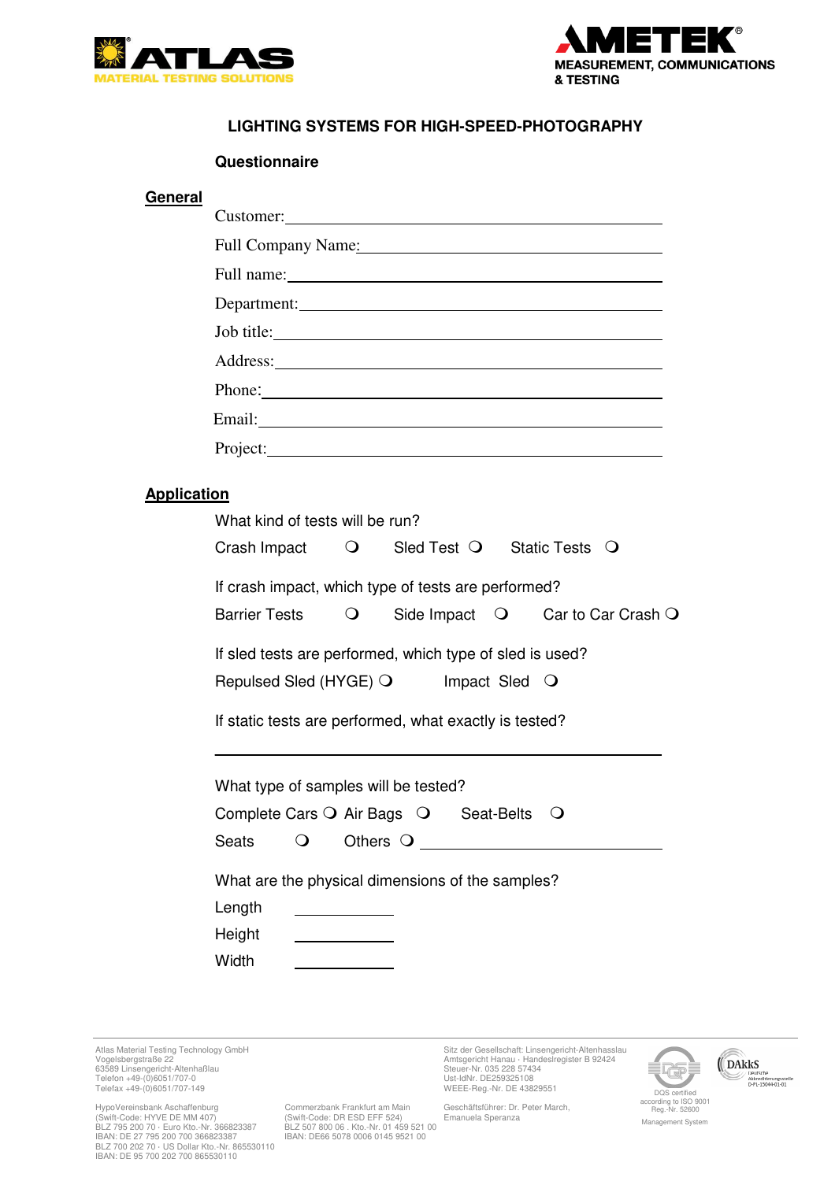# LIGHTING SYSTEMS FOR HIGH-SPEED-PHOTOGRAPHY

## Questionnaire

### General

Customer: ______________________________

Full Company Name: ______________________________

Full name: ______________________________

Department: ______________________________

Job title: ______________________________

Address: ______________________________

Phone: ______________________________

Email: ______________________________

Project: ______________________________

### Application

What kind of tests will be run?

Crash Impact ❍ Sled Test ❍ Static Tests ❍

If crash impact, which type of tests are performed?

Barrier Tests ❍ Side Impact ❍ Car to Car Crash ❍

If sled tests are performed, which type of sled is used?

Repulsed Sled (HYGE) ❍ Impact Sled ❍

If static tests are performed, what exactly is tested?

______________________________

What type of samples will be tested?

Complete Cars ❍ Air Bags ❍ Seat-Belts ❍

Seats ❍ Others ❍ ______________________________

What are the physical dimensions of the samples?

Length ____________

Height ____________

Width ____________

Atlas Material Testing Technology GmbH
Vogelsbergstraße 22
63589 Linsengericht-Altenhaßlau
Telefon +49-(0)6051/707-0
Telefax +49-(0)6051/707-149

Sitz der Gesellschaft: Linsengericht-Altenhasslau
Amtsgericht Hanau · Handeslregister B 92424
Steuer-Nr. 035 228 57434
Ust-IdNr. DE259325108
WEEE-Reg.-Nr. DE 43829551

HypoVereinsbank Aschaffenburg
(Swift-Code: HYVE DE MM 407)
BLZ 795 200 70 · Euro Kto.-Nr. 366823387
IBAN: DE 27 795 200 700 366823387
BLZ 700 202 70 · US Dollar Kto.-Nr. 865530110
IBAN: DE 95 700 202 700 865530110

Commerzbank Frankfurt am Main
(Swift-Code: DR ESD EFF 524)
BLZ 507 800 06 . Kto.-Nr. 01 459 521 00
IBAN: DE66 5078 0006 0145 9521 00

Geschäftsführer: Dr. Peter March,
Emanuela Speranza

DQS certified according to ISO 9001 Reg.-Nr. 52600
Management System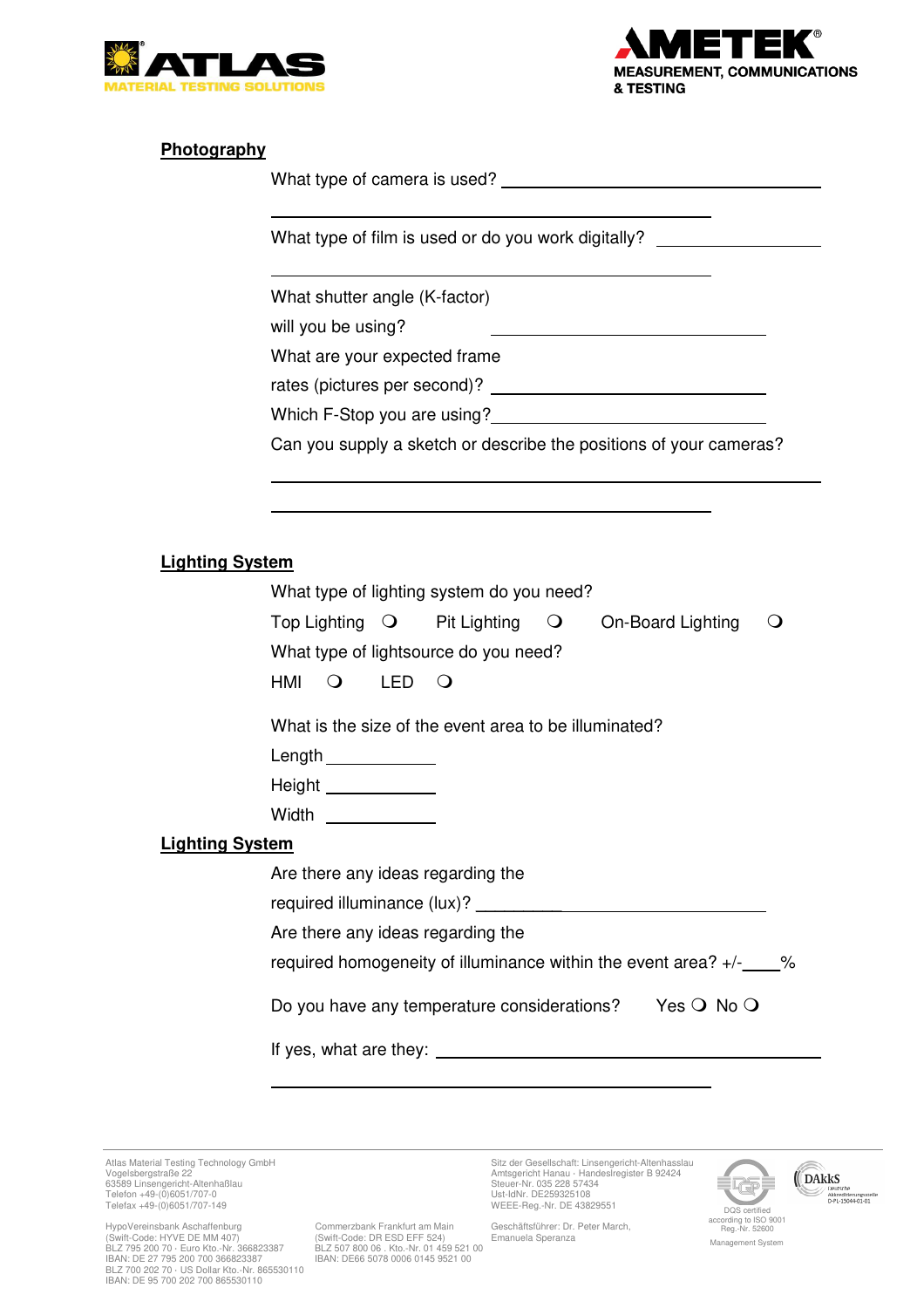## Photography

What type of camera is used? ____________________________

____________________________

What type of film is used or do you work digitally? ____________________________

____________________________

What shutter angle (K-factor) will you be using? ____________________________

What are your expected frame rates (pictures per second)? ____________________________

Which F-Stop you are using? ____________________________

Can you supply a sketch or describe the positions of your cameras?

____________________________

____________________________

## Lighting System

What type of lighting system do you need?

Top Lighting ❍ Pit Lighting ❍ On-Board Lighting ❍

What type of lightsource do you need?

HMI ❍ LED ❍

What is the size of the event area to be illuminated?

Length ____________

Height ____________

Width ____________

## Lighting System

Are there any ideas regarding the required illuminance (lux)? ____________________________

Are there any ideas regarding the required homogeneity of illuminance within the event area? +/-____%

Do you have any temperature considerations? Yes ❍ No ❍

If yes, what are they: ____________________________

____________________________

Atlas Material Testing Technology GmbH
Vogelsbergstraße 22
63589 Linsengericht-Altenhaßlau
Telefon +49-(0)6051/707-0
Telefax +49-(0)6051/707-149

HypoVereinsbank Aschaffenburg
(Swift-Code: HYVE DE MM 407)
BLZ 795 200 70 · Euro Kto.-Nr. 366823387
IBAN: DE 27 795 200 700 366823387
BLZ 700 202 70 · US Dollar Kto.-Nr. 865530110
IBAN: DE 95 700 202 700 865530110

Commerzbank Frankfurt am Main
(Swift-Code: DR ESD EFF 524)
BLZ 507 800 06 . Kto.-Nr. 01 459 521 00
IBAN: DE66 5078 0006 0145 9521 00

Sitz der Gesellschaft: Linsengericht-Altenhasslau
Amtsgericht Hanau · Handeslregister B 92424
Steuer-Nr. 035 228 57434
Ust-IdNr. DE259325108
WEEE-Reg.-Nr. DE 43829551

Geschäftsführer: Dr. Peter March,
Emanuela Speranza

DQS certified according to ISO 9001
Reg.-Nr. 52600
Management System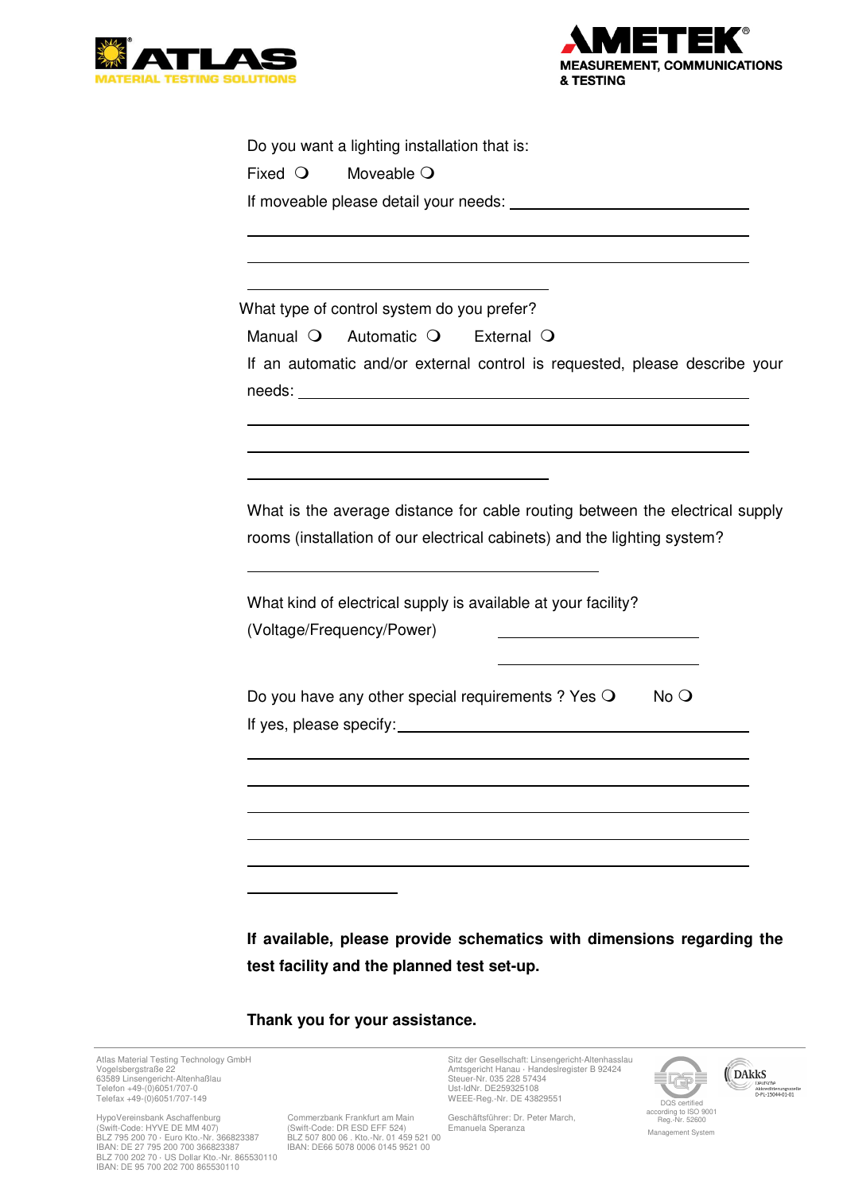Do you want a lighting installation that is:

Fixed ❍ Moveable ❍

If moveable please detail your needs: ______________________________

______________________________________________

______________________________________________

______________________________

What type of control system do you prefer?

Manual ❍ Automatic ❍ External ❍

If an automatic and/or external control is requested, please describe your needs: ______________________________________________

______________________________________________

______________________________________________

______________________________

What is the average distance for cable routing between the electrical supply rooms (installation of our electrical cabinets) and the lighting system?

______________________________

What kind of electrical supply is available at your facility?

(Voltage/Frequency/Power) ____________________

____________________

Do you have any other special requirements ? Yes ❍ No ❍

If yes, please specify: ______________________________________________

______________________________________________

______________________________________________

______________________________________________

______________________________________________

______________________________________________

______________

**If available, please provide schematics with dimensions regarding the test facility and the planned test set-up.**

**Thank you for your assistance.**